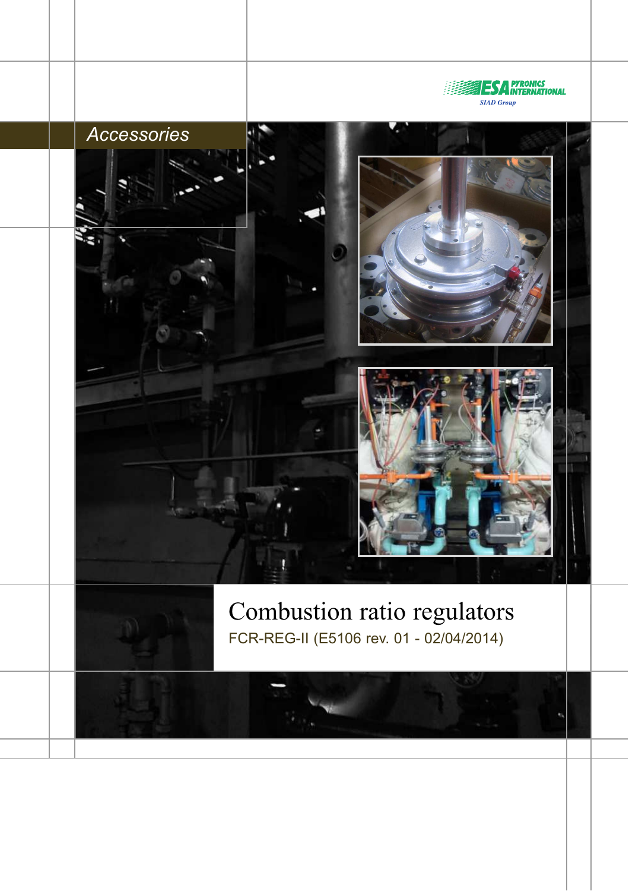ESA PYRONICS INTERNATIONAL
SIAD Group

*Accessories*

# Combustion ratio regulators

FCR-REG-II (E5106 rev. 01 - 02/04/2014)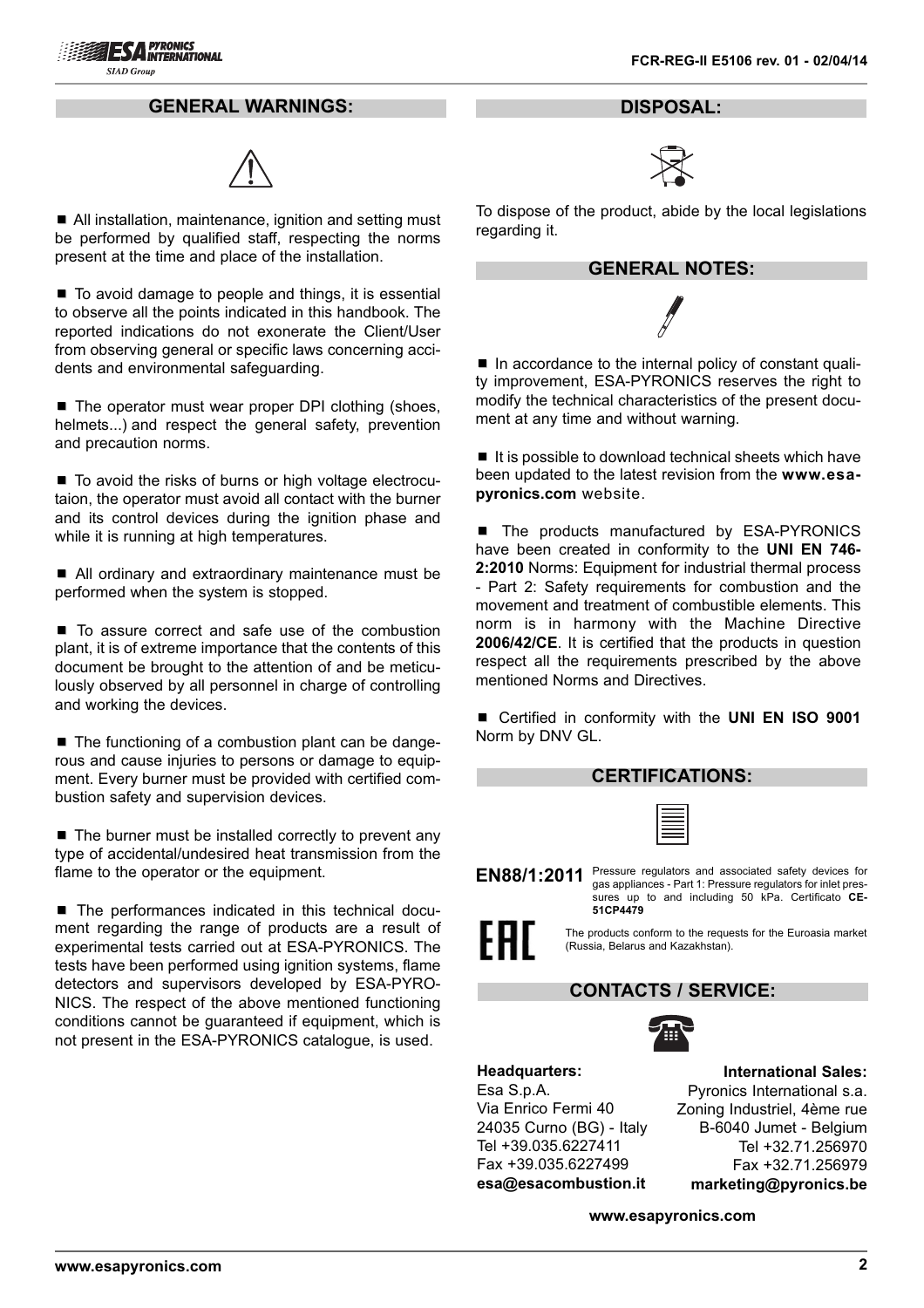## GENERAL WARNINGS:

■ All installation, maintenance, ignition and setting must be performed by qualified staff, respecting the norms present at the time and place of the installation.

■ To avoid damage to people and things, it is essential to observe all the points indicated in this handbook. The reported indications do not exonerate the Client/User from observing general or specific laws concerning accidents and environmental safeguarding.

■ The operator must wear proper DPI clothing (shoes, helmets...) and respect the general safety, prevention and precaution norms.

■ To avoid the risks of burns or high voltage electrocutaion, the operator must avoid all contact with the burner and its control devices during the ignition phase and while it is running at high temperatures.

■ All ordinary and extraordinary maintenance must be performed when the system is stopped.

■ To assure correct and safe use of the combustion plant, it is of extreme importance that the contents of this document be brought to the attention of and be meticulously observed by all personnel in charge of controlling and working the devices.

■ The functioning of a combustion plant can be dangerous and cause injuries to persons or damage to equipment. Every burner must be provided with certified combustion safety and supervision devices.

■ The burner must be installed correctly to prevent any type of accidental/undesired heat transmission from the flame to the operator or the equipment.

■ The performances indicated in this technical document regarding the range of products are a result of experimental tests carried out at ESA-PYRONICS. The tests have been performed using ignition systems, flame detectors and supervisors developed by ESA-PYRONICS. The respect of the above mentioned functioning conditions cannot be guaranteed if equipment, which is not present in the ESA-PYRONICS catalogue, is used.

## DISPOSAL:

To dispose of the product, abide by the local legislations regarding it.

## GENERAL NOTES:

■ In accordance to the internal policy of constant quality improvement, ESA-PYRONICS reserves the right to modify the technical characteristics of the present document at any time and without warning.

■ It is possible to download technical sheets which have been updated to the latest revision from the **www.esapyronics.com** website.

■ The products manufactured by ESA-PYRONICS have been created in conformity to the **UNI EN 746-2:2010** Norms: Equipment for industrial thermal process - Part 2: Safety requirements for combustion and the movement and treatment of combustible elements. This norm is in harmony with the Machine Directive **2006/42/CE**. It is certified that the products in question respect all the requirements prescribed by the above mentioned Norms and Directives.

■ Certified in conformity with the **UNI EN ISO 9001** Norm by DNV GL.

## CERTIFICATIONS:

**EN88/1:2011** Pressure regulators and associated safety devices for gas appliances - Part 1: Pressure regulators for inlet pressures up to and including 50 kPa. Certificato **CE-51CP4479**

**EAC** The products conform to the requests for the Euroasia market (Russia, Belarus and Kazakhstan).

## CONTACTS / SERVICE:

**Headquarters:**
Esa S.p.A.
Via Enrico Fermi 40
24035 Curno (BG) - Italy
Tel +39.035.6227411
Fax +39.035.6227499
**esa@esacombustion.it**

**International Sales:**
Pyronics International s.a.
Zoning Industriel, 4ème rue
B-6040 Jumet - Belgium
Tel +32.71.256970
Fax +32.71.256979
**marketing@pyronics.be**

**www.esapyronics.com**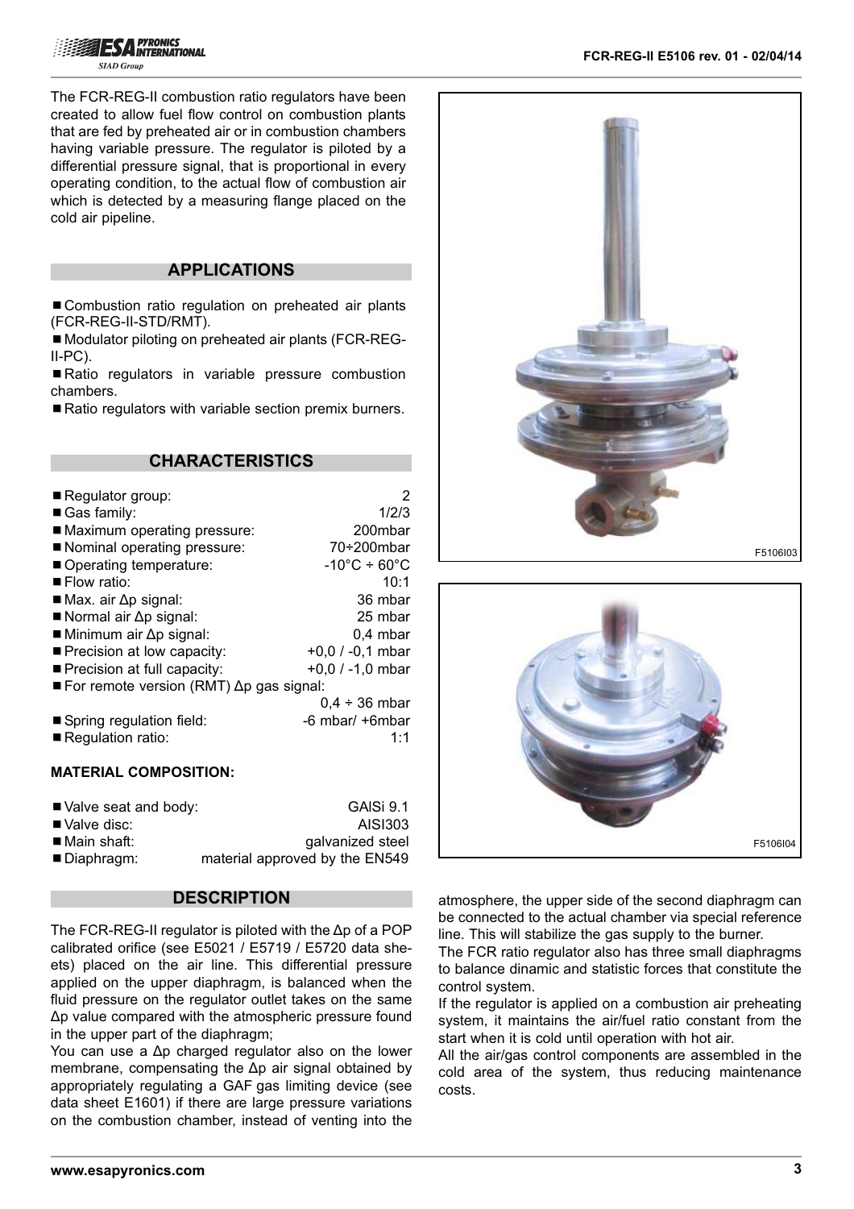The FCR-REG-II combustion ratio regulators have been created to allow fuel flow control on combustion plants that are fed by preheated air or in combustion chambers having variable pressure. The regulator is piloted by a differential pressure signal, that is proportional in every operating condition, to the actual flow of combustion air which is detected by a measuring flange placed on the cold air pipeline.

## APPLICATIONS

- Combustion ratio regulation on preheated air plants (FCR-REG-II-STD/RMT).
- Modulator piloting on preheated air plants (FCR-REG-II-PC).
- Ratio regulators in variable pressure combustion chambers.
- Ratio regulators with variable section premix burners.

## CHARACTERISTICS

- Regulator group: 2
- Gas family: 1/2/3
- Maximum operating pressure: 200mbar
- Nominal operating pressure: 70÷200mbar
- Operating temperature: -10°C ÷ 60°C
- Flow ratio: 10:1
- Max. air Δp signal: 36 mbar
- Normal air Δp signal: 25 mbar
- Minimum air Δp signal: 0,4 mbar
- Precision at low capacity: +0,0 / -0,1 mbar
- Precision at full capacity: +0,0 / -1,0 mbar
- For remote version (RMT) Δp gas signal: 0,4 ÷ 36 mbar
- Spring regulation field: -6 mbar/ +6mbar
- Regulation ratio: 1:1

**MATERIAL COMPOSITION:**

- Valve seat and body: GAlSi 9.1
- Valve disc: AISI303
- Main shaft: galvanized steel
- Diaphragm: material approved by the EN549

## DESCRIPTION

The FCR-REG-II regulator is piloted with the Δp of a POP calibrated orifice (see E5021 / E5719 / E5720 data sheets) placed on the air line. This differential pressure applied on the upper diaphragm, is balanced when the fluid pressure on the regulator outlet takes on the same Δp value compared with the atmospheric pressure found in the upper part of the diaphragm;

You can use a Δp charged regulator also on the lower membrane, compensating the Δp air signal obtained by appropriately regulating a GAF gas limiting device (see data sheet E1601) if there are large pressure variations on the combustion chamber, instead of venting into the atmosphere, the upper side of the second diaphragm can be connected to the actual chamber via special reference line. This will stabilize the gas supply to the burner.

The FCR ratio regulator also has three small diaphragms to balance dinamic and statistic forces that constitute the control system.

If the regulator is applied on a combustion air preheating system, it maintains the air/fuel ratio constant from the start when it is cold until operation with hot air.

All the air/gas control components are assembled in the cold area of the system, thus reducing maintenance costs.

F5106I03

F5106I04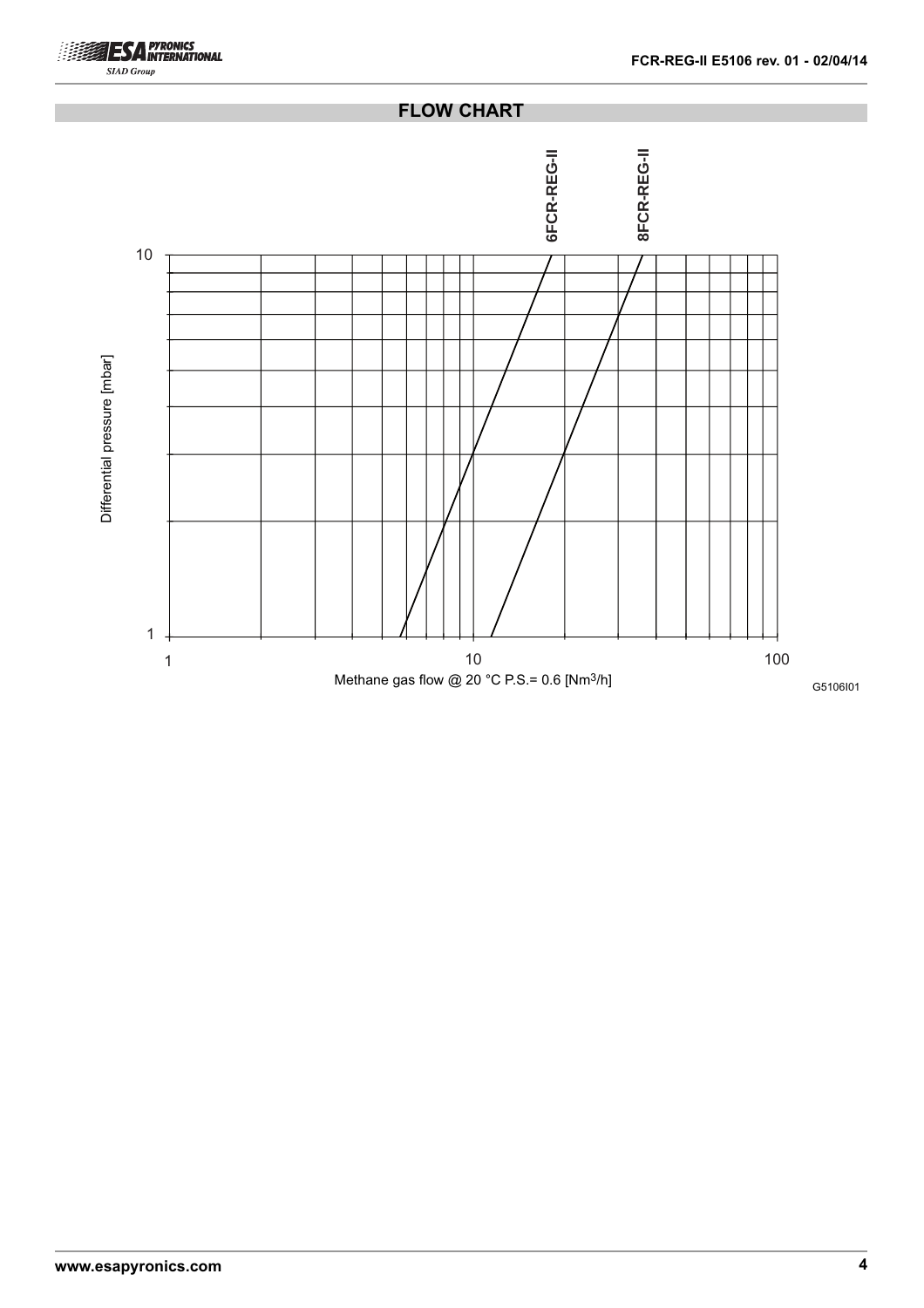## FLOW CHART

6FCR-REG-II

8FCR-REG-II

Differential pressure [mbar]

10

1

1

10

100

Methane gas flow @ 20 °C P.S.= 0.6 [Nm$^3$/h]

G5106I01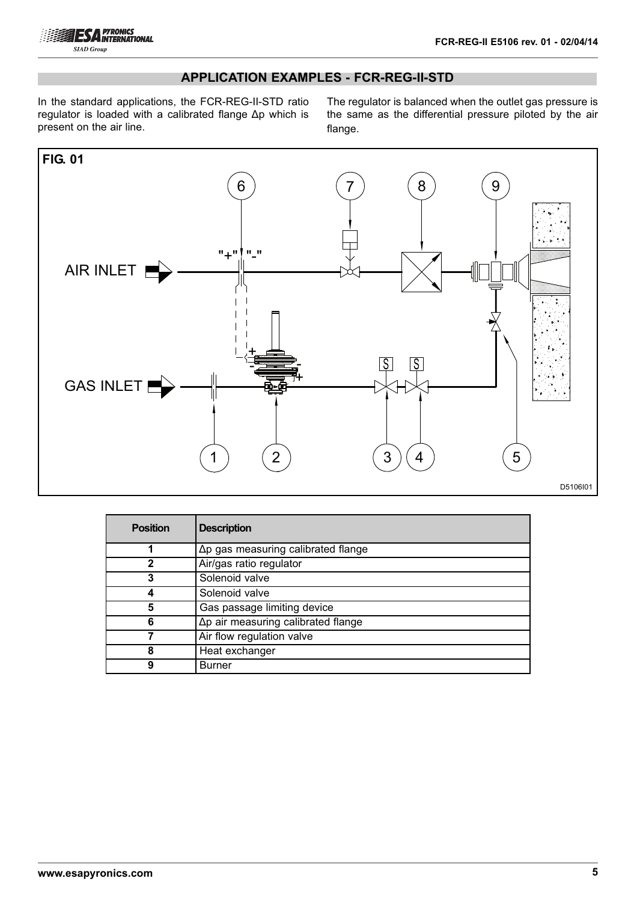## APPLICATION EXAMPLES - FCR-REG-II-STD

In the standard applications, the FCR-REG-II-STD ratio regulator is loaded with a calibrated flange Δp which is present on the air line.

The regulator is balanced when the outlet gas pressure is the same as the differential pressure piloted by the air flange.

**FIG. 01**

| Position | Description |
|---|---|
| 1 | Δp gas measuring calibrated flange |
| 2 | Air/gas ratio regulator |
| 3 | Solenoid valve |
| 4 | Solenoid valve |
| 5 | Gas passage limiting device |
| 6 | Δp air measuring calibrated flange |
| 7 | Air flow regulation valve |
| 8 | Heat exchanger |
| 9 | Burner |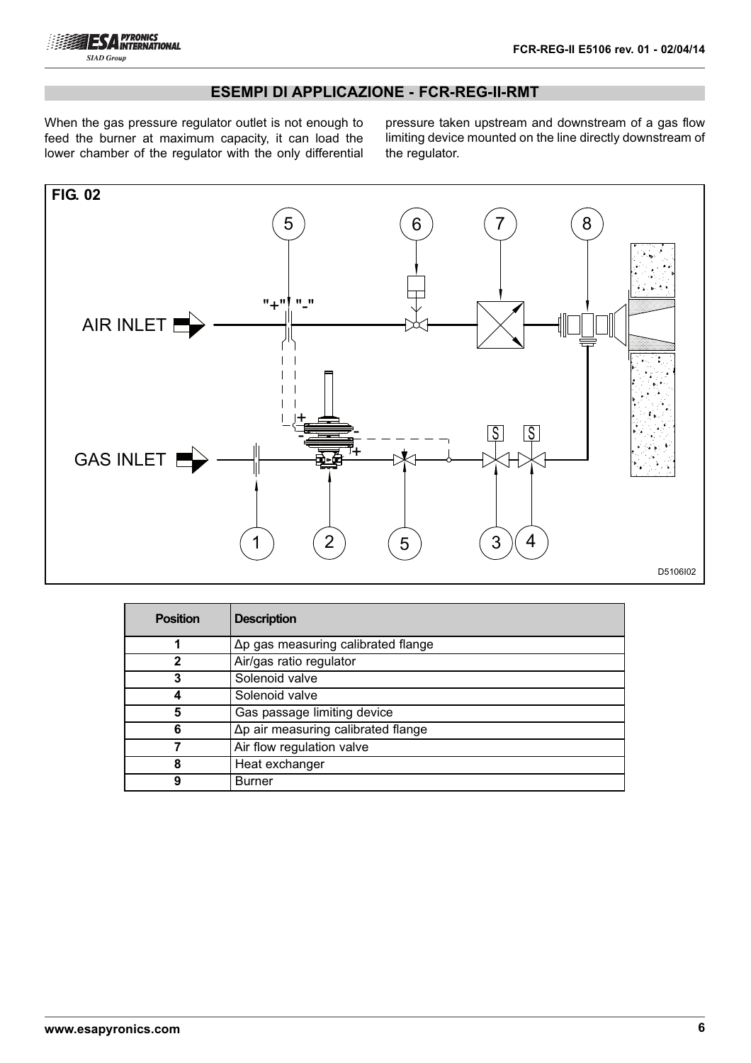## ESEMPI DI APPLICAZIONE - FCR-REG-II-RMT

When the gas pressure regulator outlet is not enough to feed the burner at maximum capacity, it can load the lower chamber of the regulator with the only differential pressure taken upstream and downstream of a gas flow limiting device mounted on the line directly downstream of the regulator.

FIG. 02

| Position | Description |
|---|---|
| 1 | Δp gas measuring calibrated flange |
| 2 | Air/gas ratio regulator |
| 3 | Solenoid valve |
| 4 | Solenoid valve |
| 5 | Gas passage limiting device |
| 6 | Δp air measuring calibrated flange |
| 7 | Air flow regulation valve |
| 8 | Heat exchanger |
| 9 | Burner |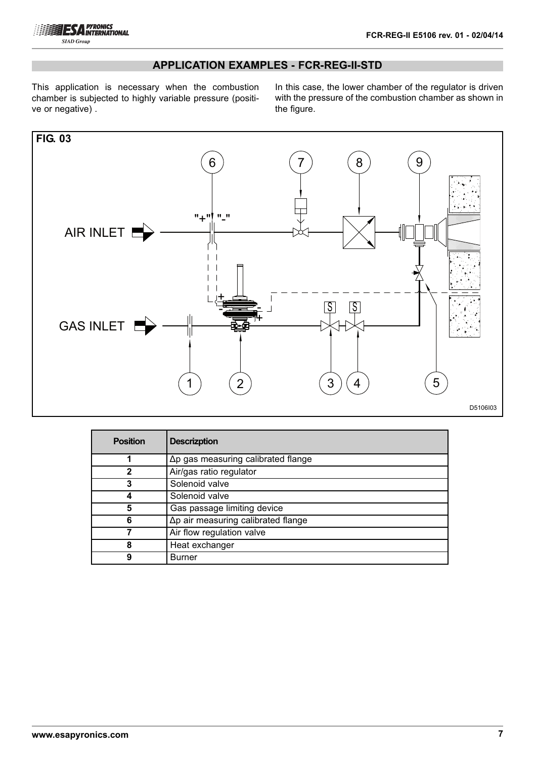## APPLICATION EXAMPLES - FCR-REG-II-STD

This application is necessary when the combustion chamber is subjected to highly variable pressure (positive or negative) .

In this case, the lower chamber of the regulator is driven with the pressure of the combustion chamber as shown in the figure.

**FIG. 03**

| Position | Descrizption |
|---|---|
| 1 | Δp gas measuring calibrated flange |
| 2 | Air/gas ratio regulator |
| 3 | Solenoid valve |
| 4 | Solenoid valve |
| 5 | Gas passage limiting device |
| 6 | Δp air measuring calibrated flange |
| 7 | Air flow regulation valve |
| 8 | Heat exchanger |
| 9 | Burner |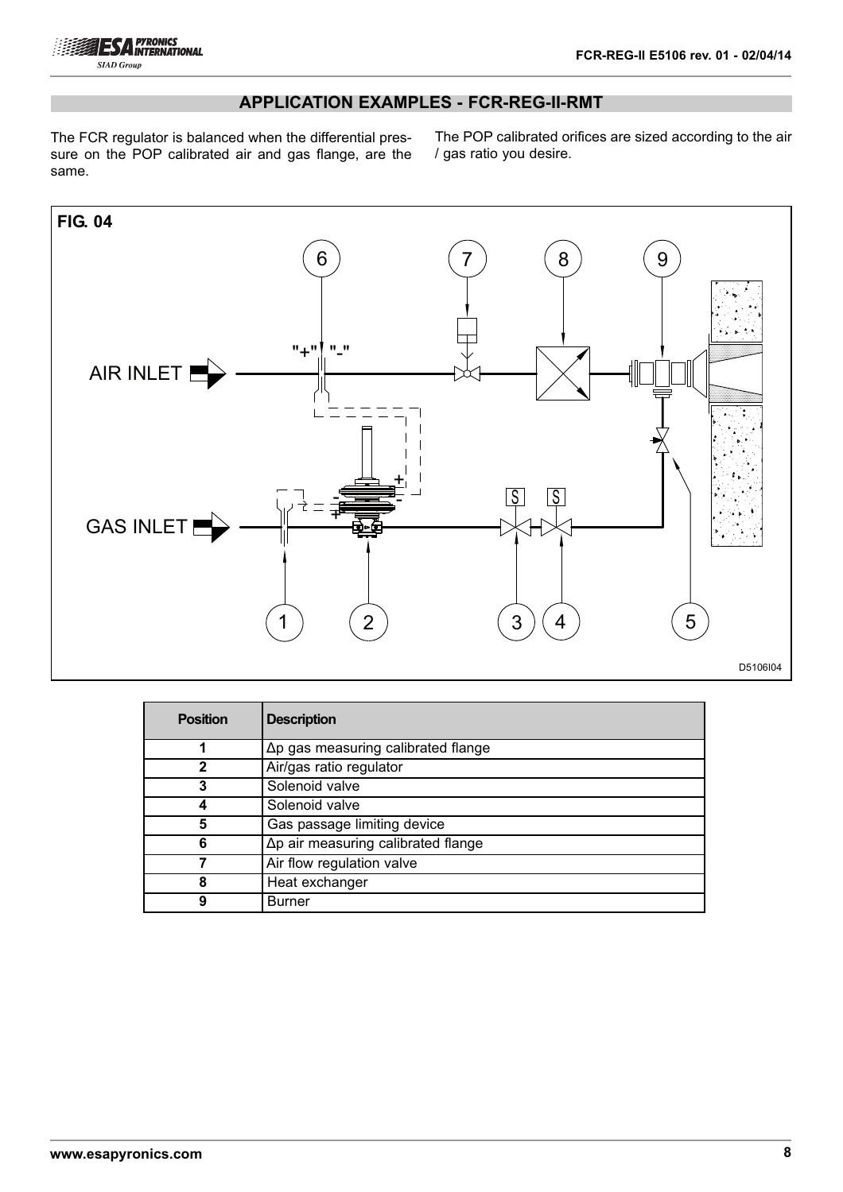## APPLICATION EXAMPLES - FCR-REG-II-RMT

The FCR regulator is balanced when the differential pressure on the POP calibrated air and gas flange, are the same.

The POP calibrated orifices are sized according to the air / gas ratio you desire.

FIG. 04

| Position | Description |
|---|---|
| 1 | Δp gas measuring calibrated flange |
| 2 | Air/gas ratio regulator |
| 3 | Solenoid valve |
| 4 | Solenoid valve |
| 5 | Gas passage limiting device |
| 6 | Δp air measuring calibrated flange |
| 7 | Air flow regulation valve |
| 8 | Heat exchanger |
| 9 | Burner |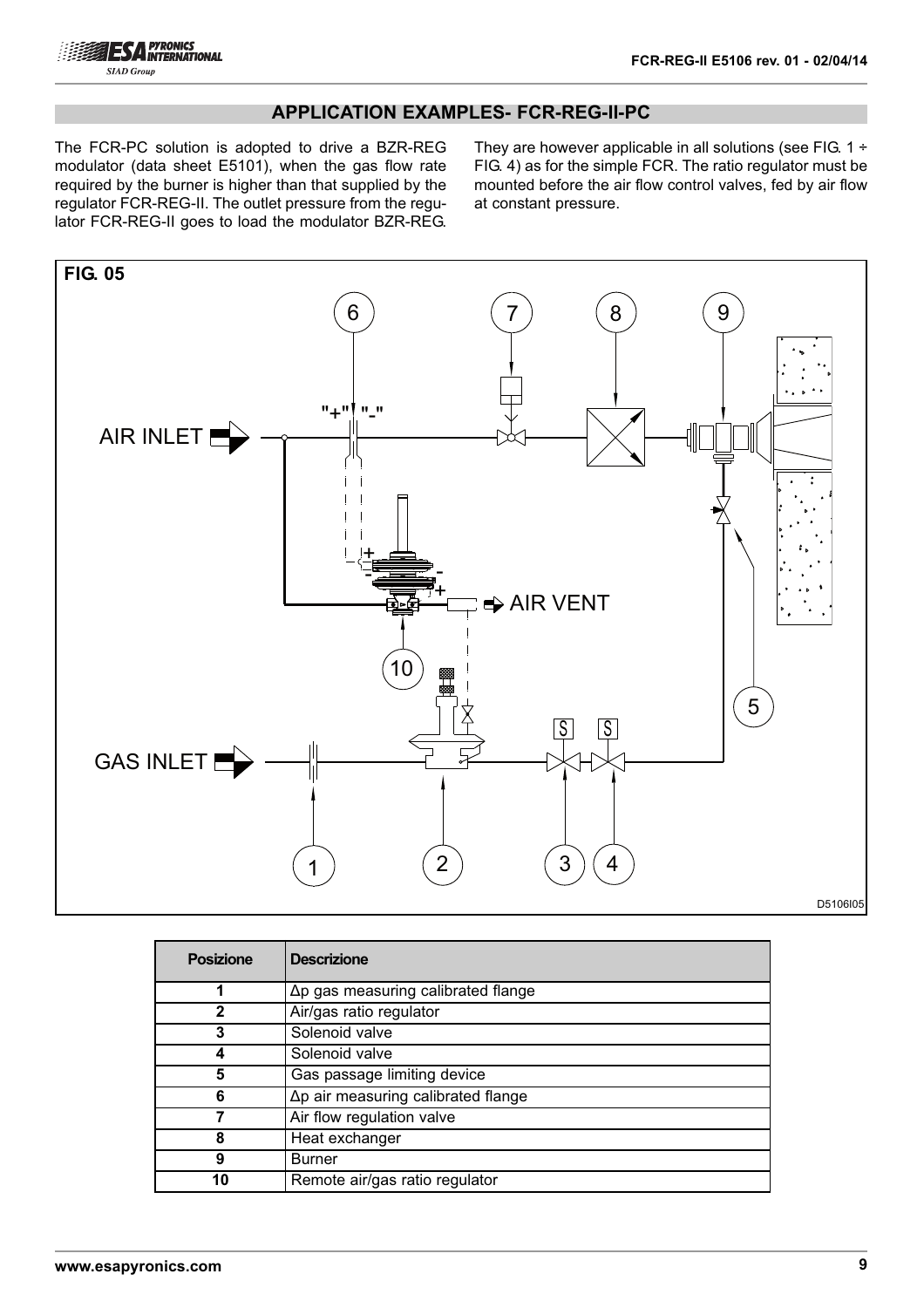## APPLICATION EXAMPLES- FCR-REG-II-PC

The FCR-PC solution is adopted to drive a BZR-REG modulator (data sheet E5101), when the gas flow rate required by the burner is higher than that supplied by the regulator FCR-REG-II. The outlet pressure from the regulator FCR-REG-II goes to load the modulator BZR-REG. They are however applicable in all solutions (see FIG. 1 ÷ FIG. 4) as for the simple FCR. The ratio regulator must be mounted before the air flow control valves, fed by air flow at constant pressure.

**FIG. 05**

AIR INLET

AIR VENT

GAS INLET

D5106I05

| Posizione | Descrizione |
|---|---|
| 1 | Δp gas measuring calibrated flange |
| 2 | Air/gas ratio regulator |
| 3 | Solenoid valve |
| 4 | Solenoid valve |
| 5 | Gas passage limiting device |
| 6 | Δp air measuring calibrated flange |
| 7 | Air flow regulation valve |
| 8 | Heat exchanger |
| 9 | Burner |
| 10 | Remote air/gas ratio regulator |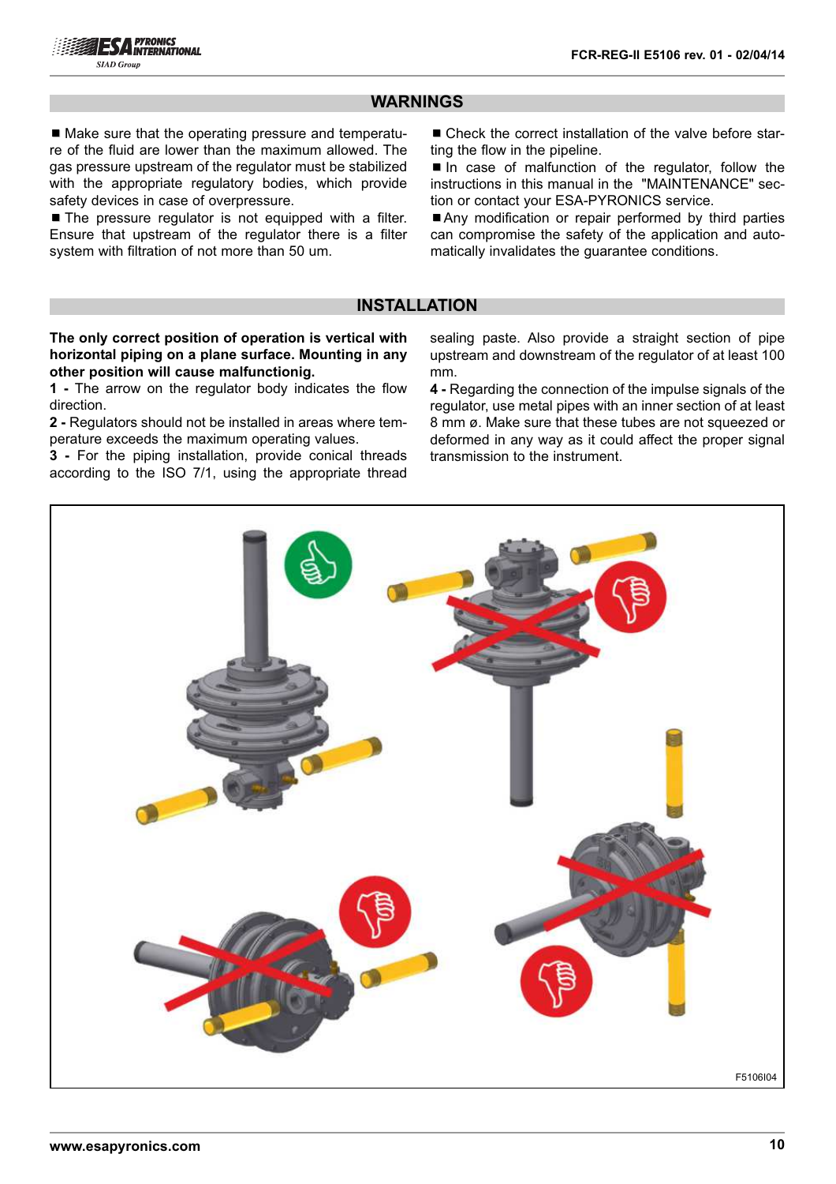## WARNINGS

■ Make sure that the operating pressure and temperature of the fluid are lower than the maximum allowed. The gas pressure upstream of the regulator must be stabilized with the appropriate regulatory bodies, which provide safety devices in case of overpressure.

■ The pressure regulator is not equipped with a filter. Ensure that upstream of the regulator there is a filter system with filtration of not more than 50 um.

■ Check the correct installation of the valve before starting the flow in the pipeline.

■ In case of malfunction of the regulator, follow the instructions in this manual in the "MAINTENANCE" section or contact your ESA-PYRONICS service.

■ Any modification or repair performed by third parties can compromise the safety of the application and automatically invalidates the guarantee conditions.

## INSTALLATION

**The only correct position of operation is vertical with horizontal piping on a plane surface. Mounting in any other position will cause malfunctionig.**

**1 -** The arrow on the regulator body indicates the flow direction.

**2 -** Regulators should not be installed in areas where temperature exceeds the maximum operating values.

**3 -** For the piping installation, provide conical threads according to the ISO 7/1, using the appropriate thread sealing paste. Also provide a straight section of pipe upstream and downstream of the regulator of at least 100 mm.

**4 -** Regarding the connection of the impulse signals of the regulator, use metal pipes with an inner section of at least 8 mm ø. Make sure that these tubes are not squeezed or deformed in any way as it could affect the proper signal transmission to the instrument.

F5106I04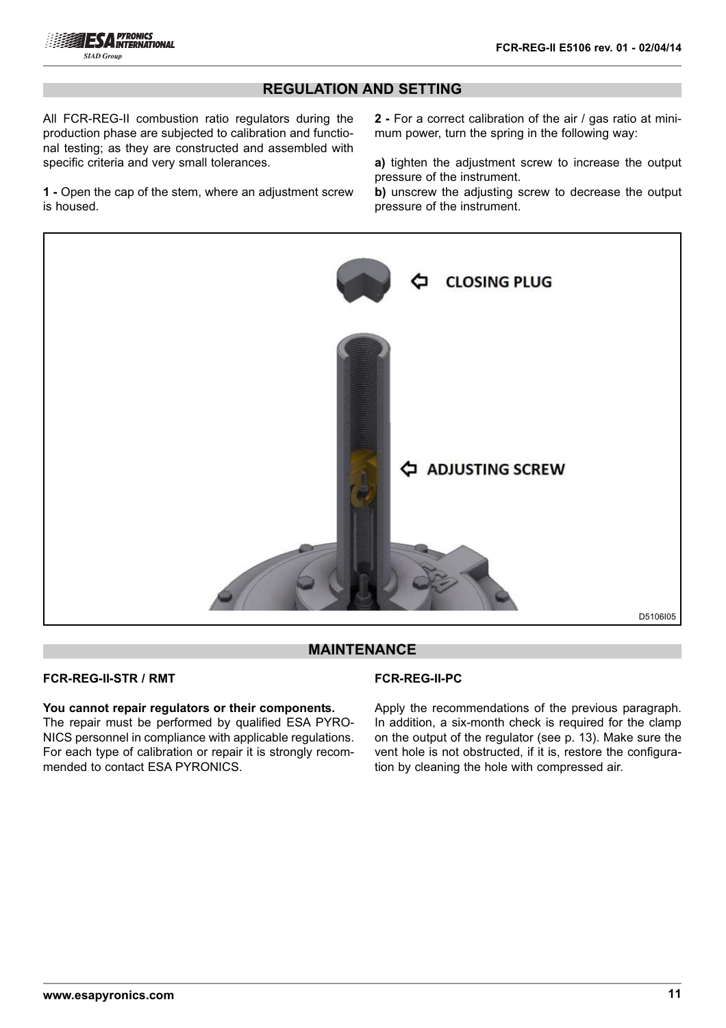## REGULATION AND SETTING

All FCR-REG-II combustion ratio regulators during the production phase are subjected to calibration and functional testing; as they are constructed and assembled with specific criteria and very small tolerances.

**1 -** Open the cap of the stem, where an adjustment screw is housed.

**2 -** For a correct calibration of the air / gas ratio at minimum power, turn the spring in the following way:

**a)** tighten the adjustment screw to increase the output pressure of the instrument.

**b)** unscrew the adjusting screw to decrease the output pressure of the instrument.

CLOSING PLUG

ADJUSTING SCREW

D5106I05

## MAINTENANCE

### FCR-REG-II-STR / RMT

**You cannot repair regulators or their components.**
The repair must be performed by qualified ESA PYRONICS personnel in compliance with applicable regulations. For each type of calibration or repair it is strongly recommended to contact ESA PYRONICS.

### FCR-REG-II-PC

Apply the recommendations of the previous paragraph. In addition, a six-month check is required for the clamp on the output of the regulator (see p. 13). Make sure the vent hole is not obstructed, if it is, restore the configuration by cleaning the hole with compressed air.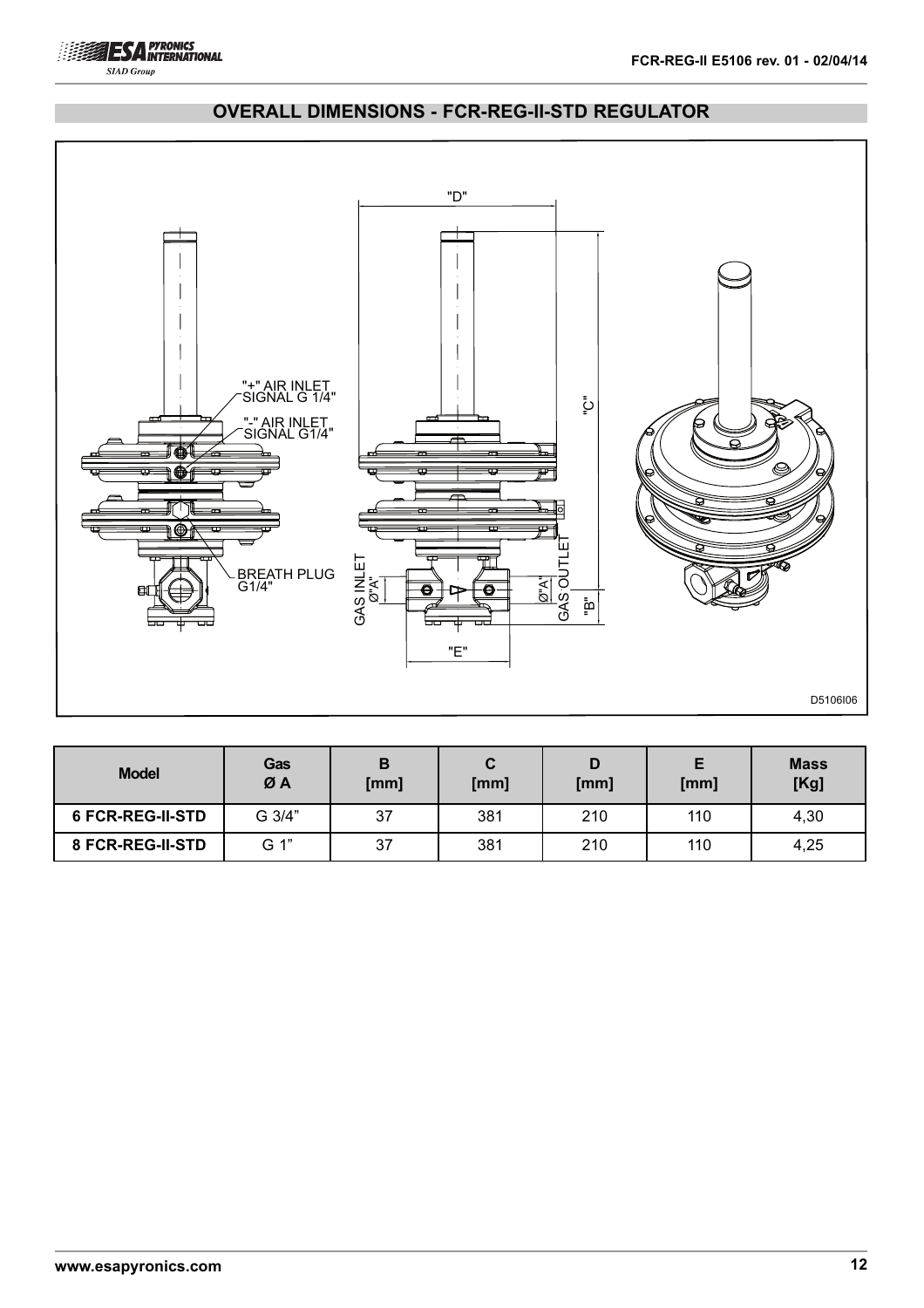## OVERALL DIMENSIONS - FCR-REG-II-STD REGULATOR

"+" AIR INLET SIGNAL G 1/4"

"-" AIR INLET SIGNAL G1/4"

BREATH PLUG G1/4"

GAS INLET Ø"A"

GAS OUTLET Ø"A"

"B" "C" "D" "E"

D5106I06

| Model | Gas Ø A | B [mm] | C [mm] | D [mm] | E [mm] | Mass [Kg] |
|---|---|---|---|---|---|---|
| 6 FCR-REG-II-STD | G 3/4" | 37 | 381 | 210 | 110 | 4,30 |
| 8 FCR-REG-II-STD | G 1" | 37 | 381 | 210 | 110 | 4,25 |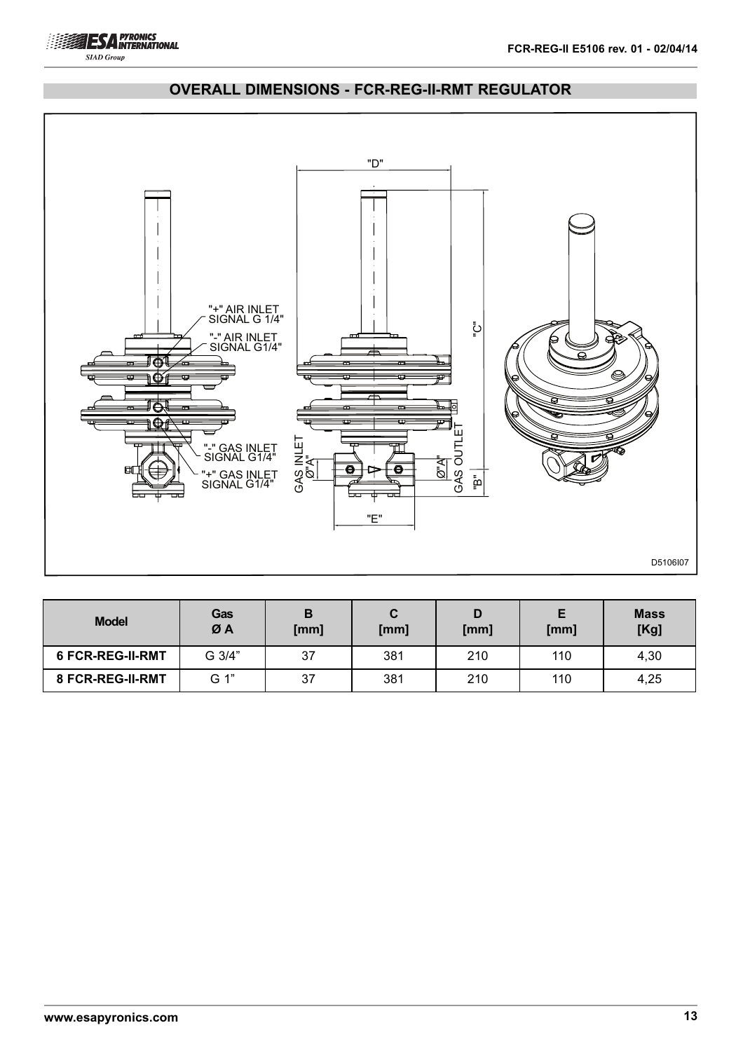## OVERALL DIMENSIONS - FCR-REG-II-RMT REGULATOR

"+" AIR INLET SIGNAL G 1/4"

"-" AIR INLET SIGNAL G1/4"

"-" GAS INLET SIGNAL G1/4"

"+" GAS INLET SIGNAL G1/4"

GAS INLET Ø"A"

GAS OUTLET Ø"A"

"B" "C" "D" "E"

D5106I07

| Model | Gas Ø A | B [mm] | C [mm] | D [mm] | E [mm] | Mass [Kg] |
|---|---|---|---|---|---|---|
| **6 FCR-REG-II-RMT** | G 3/4" | 37 | 381 | 210 | 110 | 4,30 |
| **8 FCR-REG-II-RMT** | G 1" | 37 | 381 | 210 | 110 | 4,25 |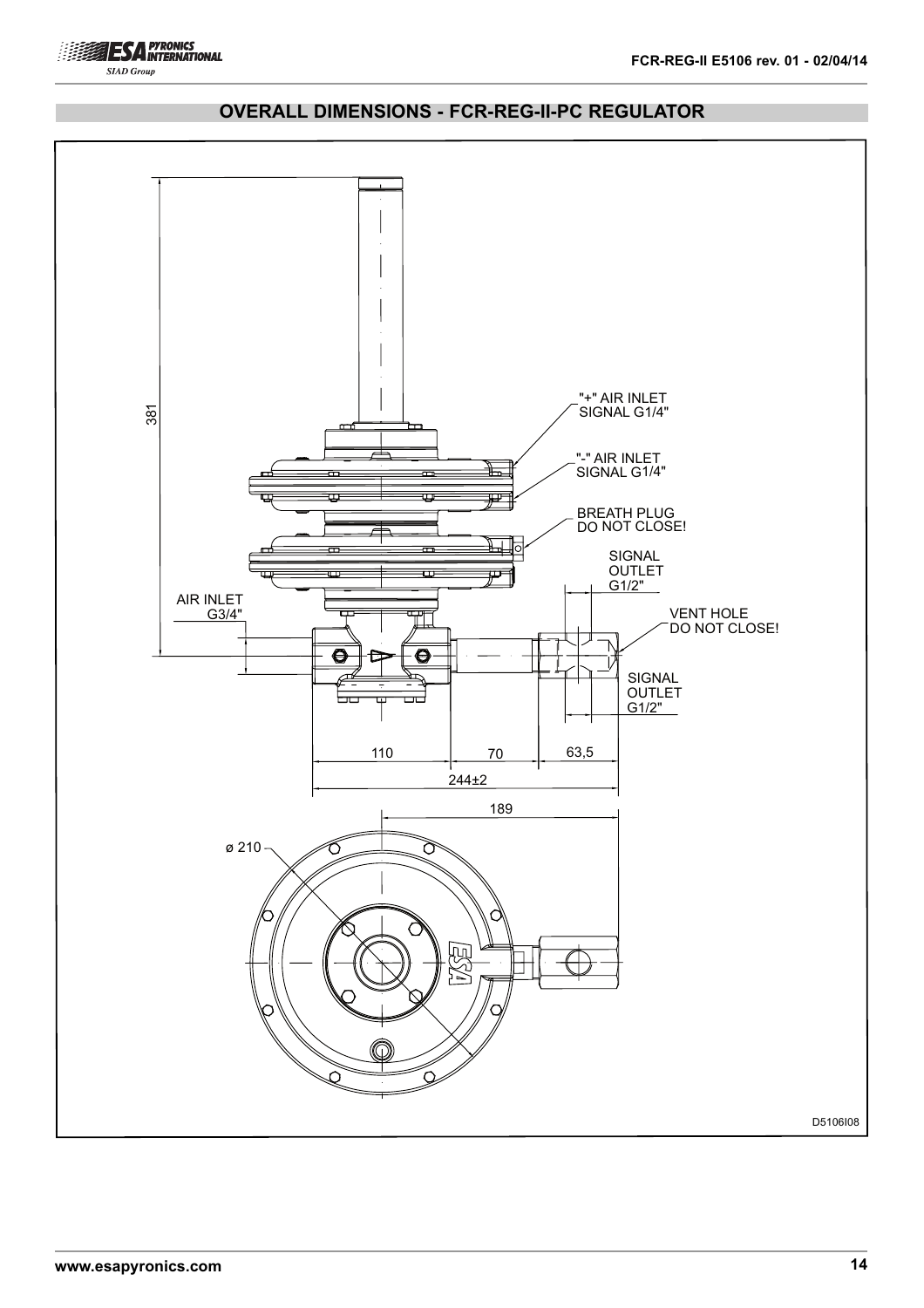## OVERALL DIMENSIONS - FCR-REG-II-PC REGULATOR

"+" AIR INLET SIGNAL G1/4"

"-" AIR INLET SIGNAL G1/4"

BREATH PLUG DO NOT CLOSE!

SIGNAL OUTLET G1/2"

AIR INLET G3/4"

VENT HOLE DO NOT CLOSE!

SIGNAL OUTLET G1/2"

381

110

70

63,5

244±2

189

ø 210

D5106I08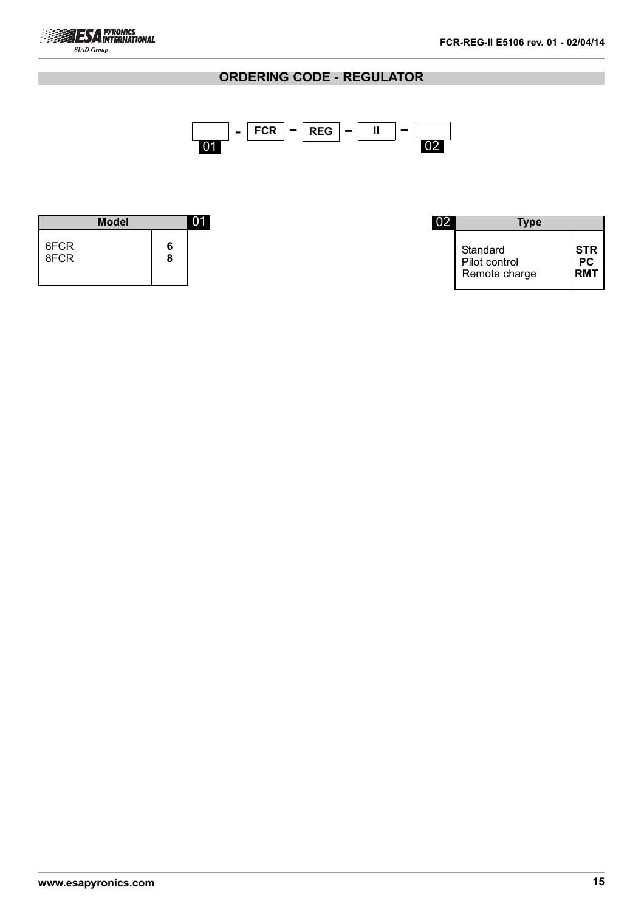## ORDERING CODE - REGULATOR

[ 01 ] - FCR - REG - II - [ 02 ]

| Model | 01 |
|---|---|
| 6FCR | **6** |
| 8FCR | **8** |

| 02 Type | |
|---|---|
| Standard | **STR** |
| Pilot control | **PC** |
| Remote charge | **RMT** |